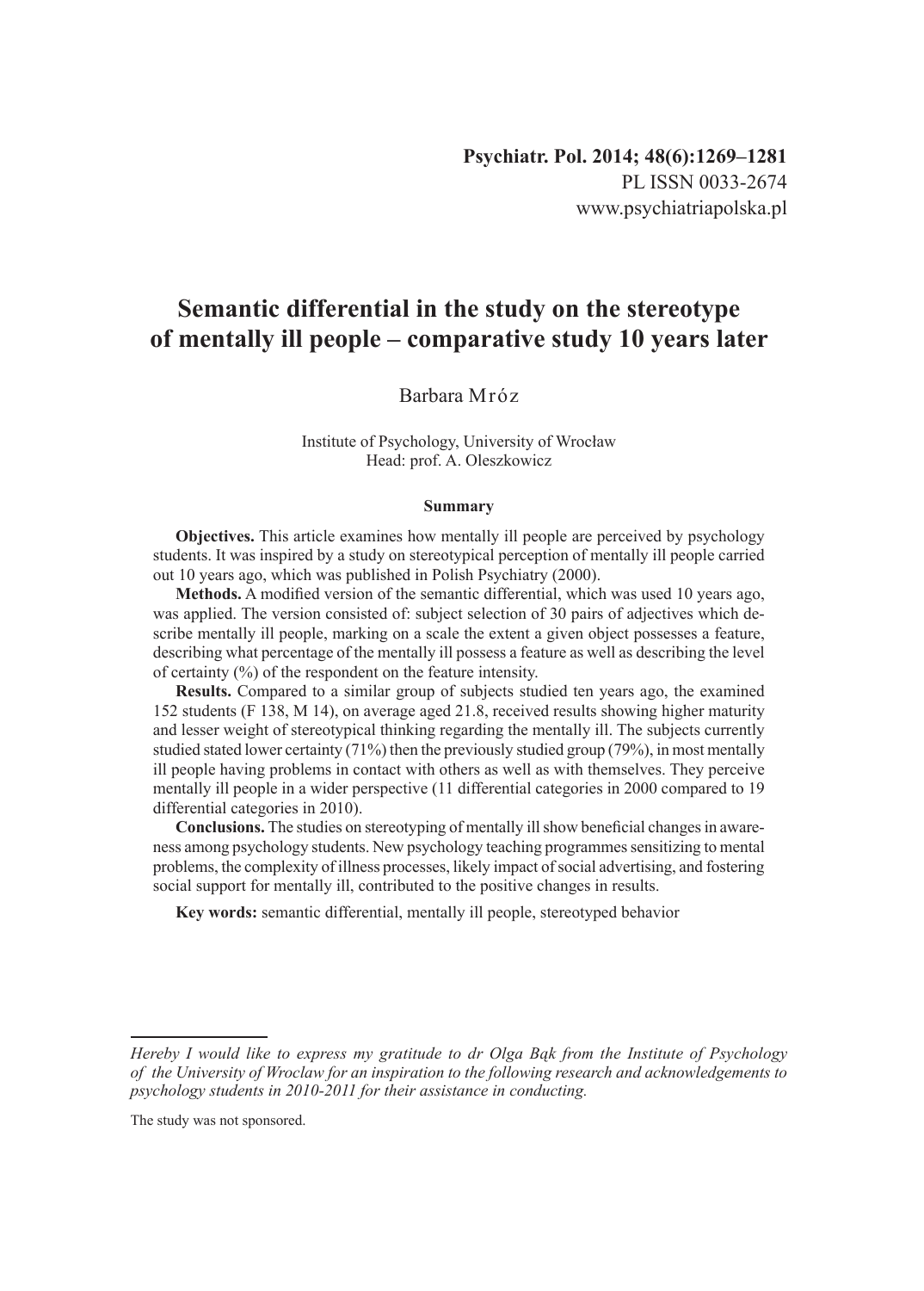# Semantic differential in the study on the stereotype of mentally ill people – comparative study 10 years later

Barbara Mróz

Institute of Psychology, University of Wrocław
Head: prof. A. Oleszkowicz

## Summary

**Objectives.** This article examines how mentally ill people are perceived by psychology students. It was inspired by a study on stereotypical perception of mentally ill people carried out 10 years ago, which was published in Polish Psychiatry (2000).

**Methods.** A modified version of the semantic differential, which was used 10 years ago, was applied. The version consisted of: subject selection of 30 pairs of adjectives which describe mentally ill people, marking on a scale the extent a given object possesses a feature, describing what percentage of the mentally ill possess a feature as well as describing the level of certainty (%) of the respondent on the feature intensity.

**Results.** Compared to a similar group of subjects studied ten years ago, the examined 152 students (F 138, M 14), on average aged 21.8, received results showing higher maturity and lesser weight of stereotypical thinking regarding the mentally ill. The subjects currently studied stated lower certainty (71%) then the previously studied group (79%), in most mentally ill people having problems in contact with others as well as with themselves. They perceive mentally ill people in a wider perspective (11 differential categories in 2000 compared to 19 differential categories in 2010).

**Conclusions.** The studies on stereotyping of mentally ill show beneficial changes in awareness among psychology students. New psychology teaching programmes sensitizing to mental problems, the complexity of illness processes, likely impact of social advertising, and fostering social support for mentally ill, contributed to the positive changes in results.

**Key words:** semantic differential, mentally ill people, stereotyped behavior

---

*Hereby I would like to express my gratitude to dr Olga Bąk from the Institute of Psychology of the University of Wroclaw for an inspiration to the following research and acknowledgements to psychology students in 2010-2011 for their assistance in conducting.*

The study was not sponsored.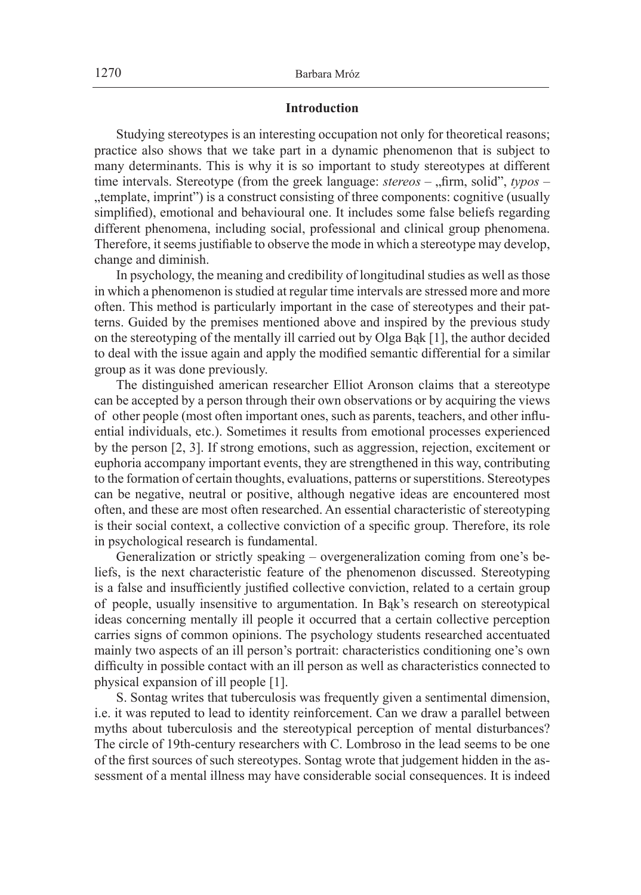## Introduction

Studying stereotypes is an interesting occupation not only for theoretical reasons; practice also shows that we take part in a dynamic phenomenon that is subject to many determinants. This is why it is so important to study stereotypes at different time intervals. Stereotype (from the greek language: *stereos* – „firm, solid", *typos* – „template, imprint") is a construct consisting of three components: cognitive (usually simplified), emotional and behavioural one. It includes some false beliefs regarding different phenomena, including social, professional and clinical group phenomena. Therefore, it seems justifiable to observe the mode in which a stereotype may develop, change and diminish.

In psychology, the meaning and credibility of longitudinal studies as well as those in which a phenomenon is studied at regular time intervals are stressed more and more often. This method is particularly important in the case of stereotypes and their patterns. Guided by the premises mentioned above and inspired by the previous study on the stereotyping of the mentally ill carried out by Olga Bąk [1], the author decided to deal with the issue again and apply the modified semantic differential for a similar group as it was done previously.

The distinguished american researcher Elliot Aronson claims that a stereotype can be accepted by a person through their own observations or by acquiring the views of other people (most often important ones, such as parents, teachers, and other influential individuals, etc.). Sometimes it results from emotional processes experienced by the person [2, 3]. If strong emotions, such as aggression, rejection, excitement or euphoria accompany important events, they are strengthened in this way, contributing to the formation of certain thoughts, evaluations, patterns or superstitions. Stereotypes can be negative, neutral or positive, although negative ideas are encountered most often, and these are most often researched. An essential characteristic of stereotyping is their social context, a collective conviction of a specific group. Therefore, its role in psychological research is fundamental.

Generalization or strictly speaking – overgeneralization coming from one's beliefs, is the next characteristic feature of the phenomenon discussed. Stereotyping is a false and insufficiently justified collective conviction, related to a certain group of people, usually insensitive to argumentation. In Bąk's research on stereotypical ideas concerning mentally ill people it occurred that a certain collective perception carries signs of common opinions. The psychology students researched accentuated mainly two aspects of an ill person's portrait: characteristics conditioning one's own difficulty in possible contact with an ill person as well as characteristics connected to physical expansion of ill people [1].

S. Sontag writes that tuberculosis was frequently given a sentimental dimension, i.e. it was reputed to lead to identity reinforcement. Can we draw a parallel between myths about tuberculosis and the stereotypical perception of mental disturbances? The circle of 19th-century researchers with C. Lombroso in the lead seems to be one of the first sources of such stereotypes. Sontag wrote that judgement hidden in the assessment of a mental illness may have considerable social consequences. It is indeed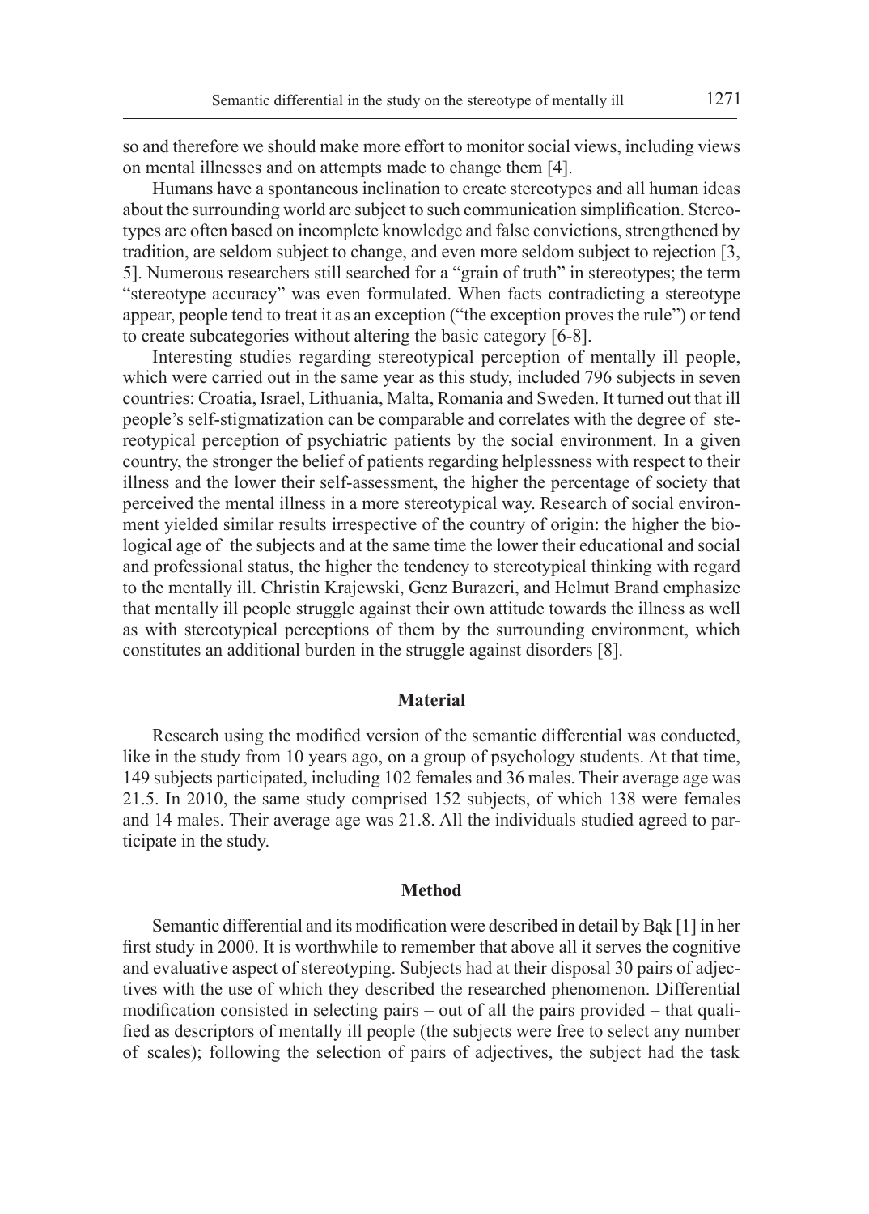so and therefore we should make more effort to monitor social views, including views on mental illnesses and on attempts made to change them [4].

Humans have a spontaneous inclination to create stereotypes and all human ideas about the surrounding world are subject to such communication simplification. Stereotypes are often based on incomplete knowledge and false convictions, strengthened by tradition, are seldom subject to change, and even more seldom subject to rejection [3, 5]. Numerous researchers still searched for a "grain of truth" in stereotypes; the term "stereotype accuracy" was even formulated. When facts contradicting a stereotype appear, people tend to treat it as an exception ("the exception proves the rule") or tend to create subcategories without altering the basic category [6-8].

Interesting studies regarding stereotypical perception of mentally ill people, which were carried out in the same year as this study, included 796 subjects in seven countries: Croatia, Israel, Lithuania, Malta, Romania and Sweden. It turned out that ill people's self-stigmatization can be comparable and correlates with the degree of stereotypical perception of psychiatric patients by the social environment. In a given country, the stronger the belief of patients regarding helplessness with respect to their illness and the lower their self-assessment, the higher the percentage of society that perceived the mental illness in a more stereotypical way. Research of social environment yielded similar results irrespective of the country of origin: the higher the biological age of the subjects and at the same time the lower their educational and social and professional status, the higher the tendency to stereotypical thinking with regard to the mentally ill. Christin Krajewski, Genz Burazeri, and Helmut Brand emphasize that mentally ill people struggle against their own attitude towards the illness as well as with stereotypical perceptions of them by the surrounding environment, which constitutes an additional burden in the struggle against disorders [8].

## Material

Research using the modified version of the semantic differential was conducted, like in the study from 10 years ago, on a group of psychology students. At that time, 149 subjects participated, including 102 females and 36 males. Their average age was 21.5. In 2010, the same study comprised 152 subjects, of which 138 were females and 14 males. Their average age was 21.8. All the individuals studied agreed to participate in the study.

## Method

Semantic differential and its modification were described in detail by Bąk [1] in her first study in 2000. It is worthwhile to remember that above all it serves the cognitive and evaluative aspect of stereotyping. Subjects had at their disposal 30 pairs of adjectives with the use of which they described the researched phenomenon. Differential modification consisted in selecting pairs – out of all the pairs provided – that qualified as descriptors of mentally ill people (the subjects were free to select any number of scales); following the selection of pairs of adjectives, the subject had the task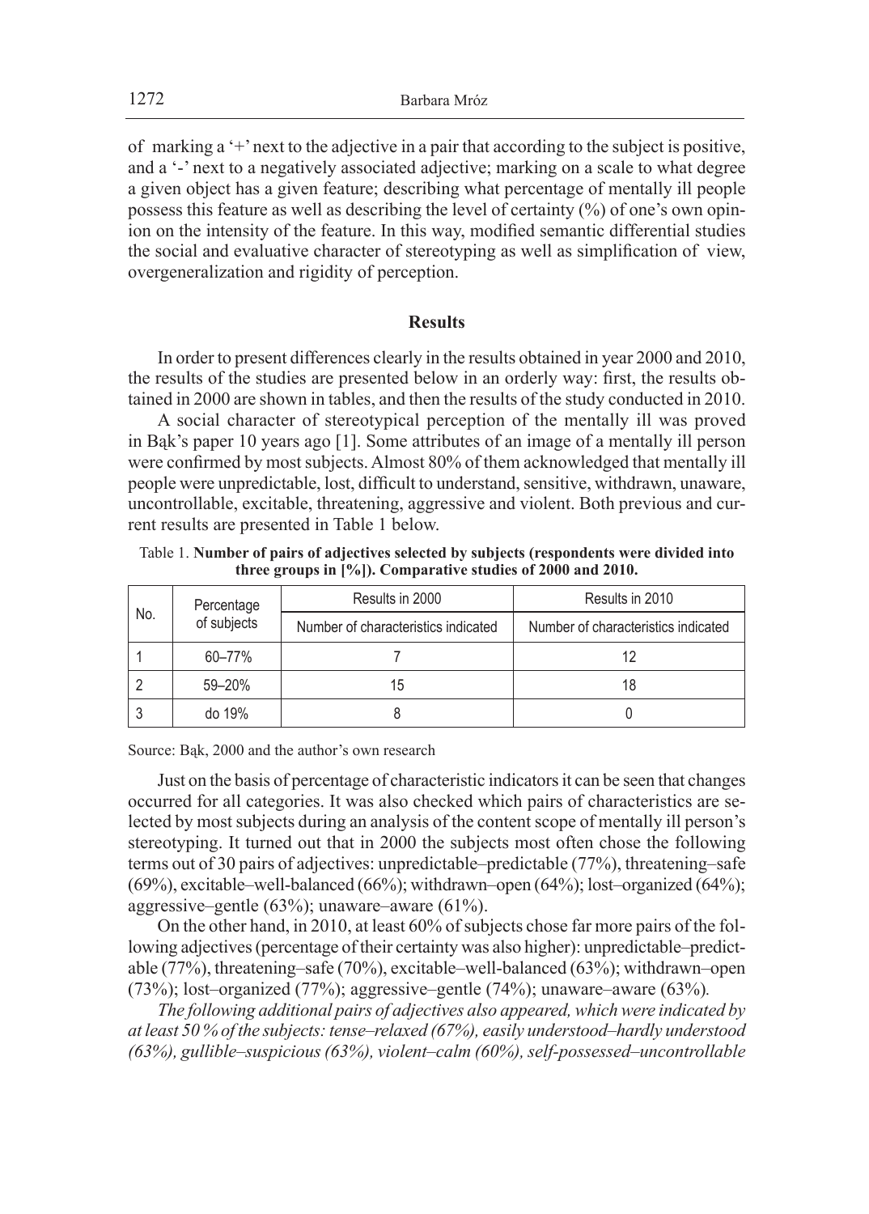of marking a '+' next to the adjective in a pair that according to the subject is positive, and a '-' next to a negatively associated adjective; marking on a scale to what degree a given object has a given feature; describing what percentage of mentally ill people possess this feature as well as describing the level of certainty (%) of one's own opinion on the intensity of the feature. In this way, modified semantic differential studies the social and evaluative character of stereotyping as well as simplification of view, overgeneralization and rigidity of perception.

## Results

In order to present differences clearly in the results obtained in year 2000 and 2010, the results of the studies are presented below in an orderly way: first, the results obtained in 2000 are shown in tables, and then the results of the study conducted in 2010.

A social character of stereotypical perception of the mentally ill was proved in Bąk's paper 10 years ago [1]. Some attributes of an image of a mentally ill person were confirmed by most subjects. Almost 80% of them acknowledged that mentally ill people were unpredictable, lost, difficult to understand, sensitive, withdrawn, unaware, uncontrollable, excitable, threatening, aggressive and violent. Both previous and current results are presented in Table 1 below.

Table 1. **Number of pairs of adjectives selected by subjects (respondents were divided into three groups in [%]). Comparative studies of 2000 and 2010.**

| No. | Percentage of subjects | Results in 2000 | Results in 2010 |
|---|---|---|---|
| | | Number of characteristics indicated | Number of characteristics indicated |
| 1 | 60–77% | 7 | 12 |
| 2 | 59–20% | 15 | 18 |
| 3 | do 19% | 8 | 0 |

Source: Bąk, 2000 and the author's own research

Just on the basis of percentage of characteristic indicators it can be seen that changes occurred for all categories. It was also checked which pairs of characteristics are selected by most subjects during an analysis of the content scope of mentally ill person's stereotyping. It turned out that in 2000 the subjects most often chose the following terms out of 30 pairs of adjectives: unpredictable–predictable (77%), threatening–safe (69%), excitable–well-balanced (66%); withdrawn–open (64%); lost–organized (64%); aggressive–gentle (63%); unaware–aware (61%).

On the other hand, in 2010, at least 60% of subjects chose far more pairs of the following adjectives (percentage of their certainty was also higher): unpredictable–predictable (77%), threatening–safe (70%), excitable–well-balanced (63%); withdrawn–open (73%); lost–organized (77%); aggressive–gentle (74%); unaware–aware (63%).

*The following additional pairs of adjectives also appeared, which were indicated by at least 50 % of the subjects: tense–relaxed (67%), easily understood–hardly understood (63%), gullible–suspicious (63%), violent–calm (60%), self-possessed–uncontrollable*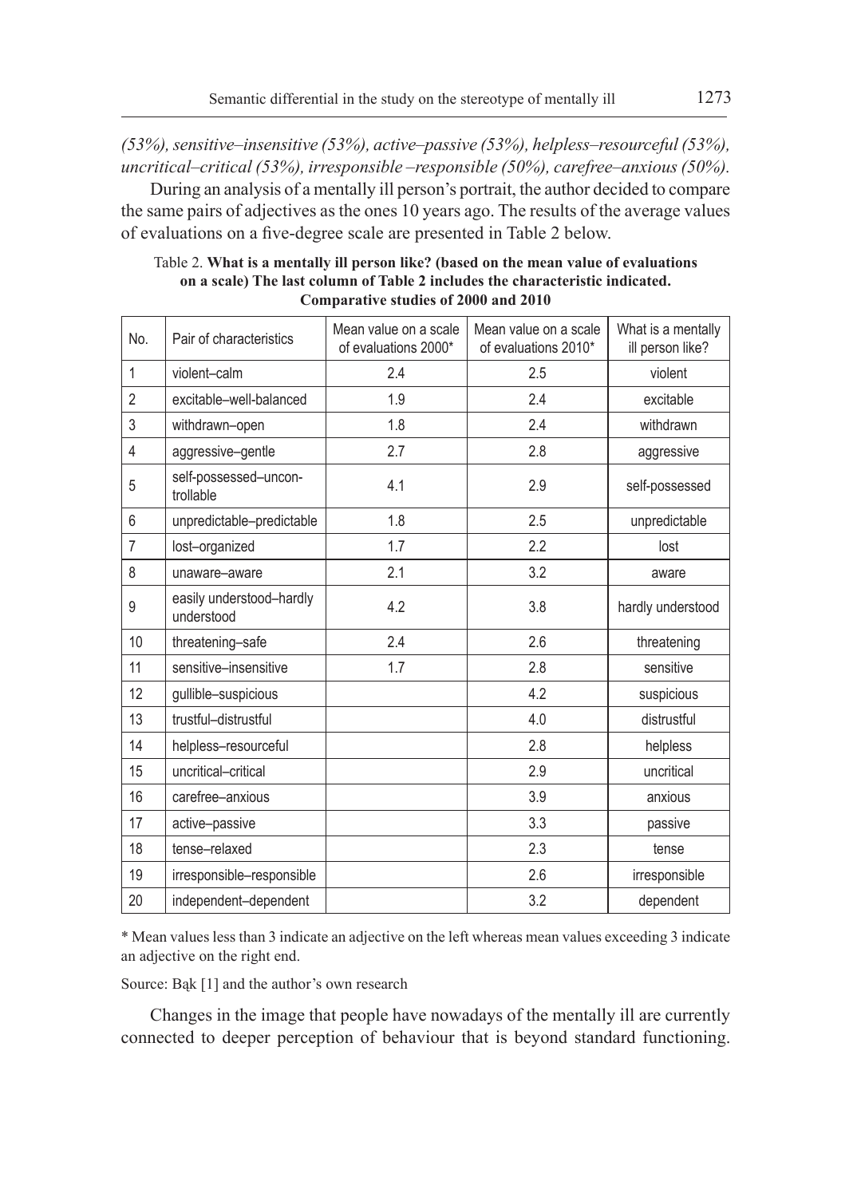*(53%), sensitive–insensitive (53%), active–passive (53%), helpless–resourceful (53%), uncritical–critical (53%), irresponsible –responsible (50%), carefree–anxious (50%).*

During an analysis of a mentally ill person's portrait, the author decided to compare the same pairs of adjectives as the ones 10 years ago. The results of the average values of evaluations on a five-degree scale are presented in Table 2 below.

Table 2. **What is a mentally ill person like? (based on the mean value of evaluations on a scale) The last column of Table 2 includes the characteristic indicated. Comparative studies of 2000 and 2010**

| No. | Pair of characteristics | Mean value on a scale of evaluations 2000* | Mean value on a scale of evaluations 2010* | What is a mentally ill person like? |
|---|---|---|---|---|
| 1 | violent–calm | 2.4 | 2.5 | violent |
| 2 | excitable–well-balanced | 1.9 | 2.4 | excitable |
| 3 | withdrawn–open | 1.8 | 2.4 | withdrawn |
| 4 | aggressive–gentle | 2.7 | 2.8 | aggressive |
| 5 | self-possessed–uncontrollable | 4.1 | 2.9 | self-possessed |
| 6 | unpredictable–predictable | 1.8 | 2.5 | unpredictable |
| 7 | lost–organized | 1.7 | 2.2 | lost |
| 8 | unaware–aware | 2.1 | 3.2 | aware |
| 9 | easily understood–hardly understood | 4.2 | 3.8 | hardly understood |
| 10 | threatening–safe | 2.4 | 2.6 | threatening |
| 11 | sensitive–insensitive | 1.7 | 2.8 | sensitive |
| 12 | gullible–suspicious | | 4.2 | suspicious |
| 13 | trustful–distrustful | | 4.0 | distrustful |
| 14 | helpless–resourceful | | 2.8 | helpless |
| 15 | uncritical–critical | | 2.9 | uncritical |
| 16 | carefree–anxious | | 3.9 | anxious |
| 17 | active–passive | | 3.3 | passive |
| 18 | tense–relaxed | | 2.3 | tense |
| 19 | irresponsible–responsible | | 2.6 | irresponsible |
| 20 | independent–dependent | | 3.2 | dependent |

\* Mean values less than 3 indicate an adjective on the left whereas mean values exceeding 3 indicate an adjective on the right end.

Source: Bąk [1] and the author's own research

Changes in the image that people have nowadays of the mentally ill are currently connected to deeper perception of behaviour that is beyond standard functioning.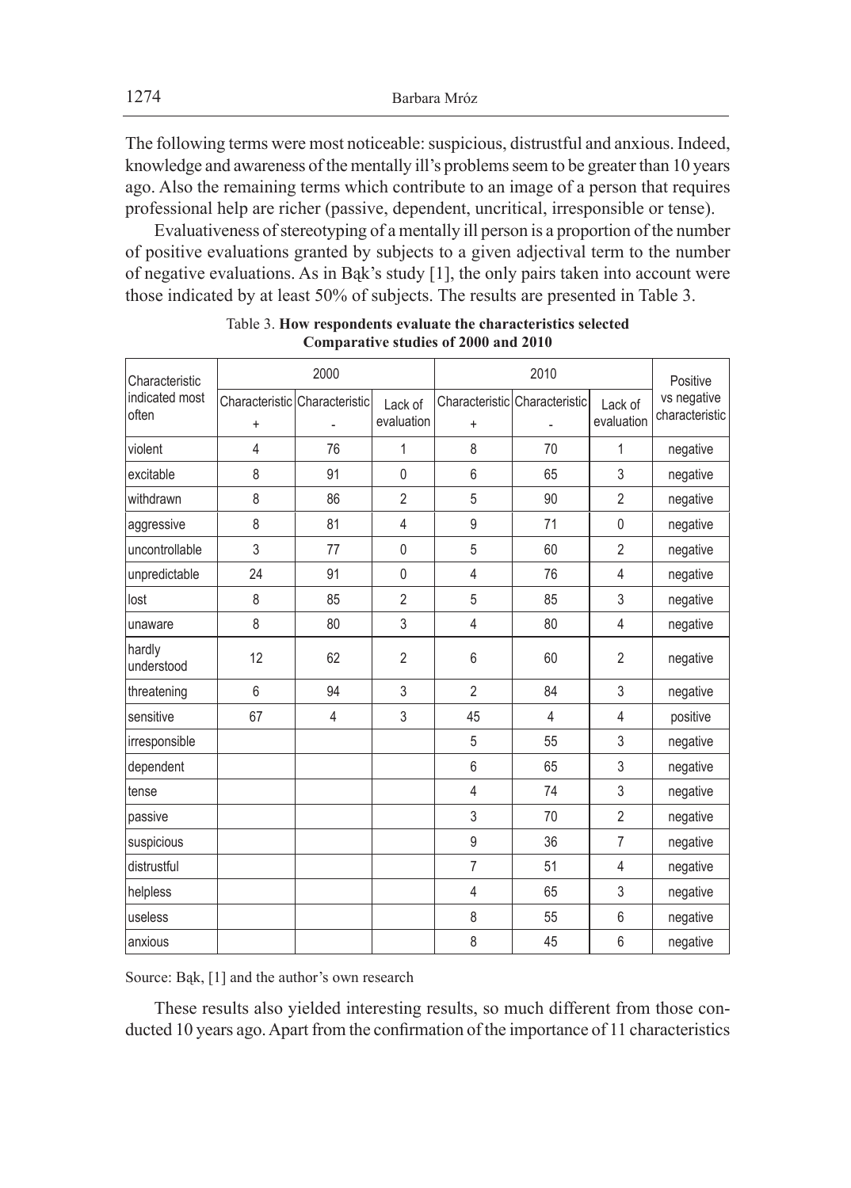The following terms were most noticeable: suspicious, distrustful and anxious. Indeed, knowledge and awareness of the mentally ill's problems seem to be greater than 10 years ago. Also the remaining terms which contribute to an image of a person that requires professional help are richer (passive, dependent, uncritical, irresponsible or tense).

Evaluativeness of stereotyping of a mentally ill person is a proportion of the number of positive evaluations granted by subjects to a given adjectival term to the number of negative evaluations. As in Bąk's study [1], the only pairs taken into account were those indicated by at least 50% of subjects. The results are presented in Table 3.

Table 3. **How respondents evaluate the characteristics selected Comparative studies of 2000 and 2010**

| Characteristic indicated most often | 2000 | | | 2010 | | | Positive vs negative characteristic |
|---|---|---|---|---|---|---|---|
| | Characteristic + | Characteristic - | Lack of evaluation | Characteristic + | Characteristic - | Lack of evaluation | |
| violent | 4 | 76 | 1 | 8 | 70 | 1 | negative |
| excitable | 8 | 91 | 0 | 6 | 65 | 3 | negative |
| withdrawn | 8 | 86 | 2 | 5 | 90 | 2 | negative |
| aggressive | 8 | 81 | 4 | 9 | 71 | 0 | negative |
| uncontrollable | 3 | 77 | 0 | 5 | 60 | 2 | negative |
| unpredictable | 24 | 91 | 0 | 4 | 76 | 4 | negative |
| lost | 8 | 85 | 2 | 5 | 85 | 3 | negative |
| unaware | 8 | 80 | 3 | 4 | 80 | 4 | negative |
| hardly understood | 12 | 62 | 2 | 6 | 60 | 2 | negative |
| threatening | 6 | 94 | 3 | 2 | 84 | 3 | negative |
| sensitive | 67 | 4 | 3 | 45 | 4 | 4 | positive |
| irresponsible | | | | 5 | 55 | 3 | negative |
| dependent | | | | 6 | 65 | 3 | negative |
| tense | | | | 4 | 74 | 3 | negative |
| passive | | | | 3 | 70 | 2 | negative |
| suspicious | | | | 9 | 36 | 7 | negative |
| distrustful | | | | 7 | 51 | 4 | negative |
| helpless | | | | 4 | 65 | 3 | negative |
| useless | | | | 8 | 55 | 6 | negative |
| anxious | | | | 8 | 45 | 6 | negative |

Source: Bąk, [1] and the author's own research

These results also yielded interesting results, so much different from those conducted 10 years ago. Apart from the confirmation of the importance of 11 characteristics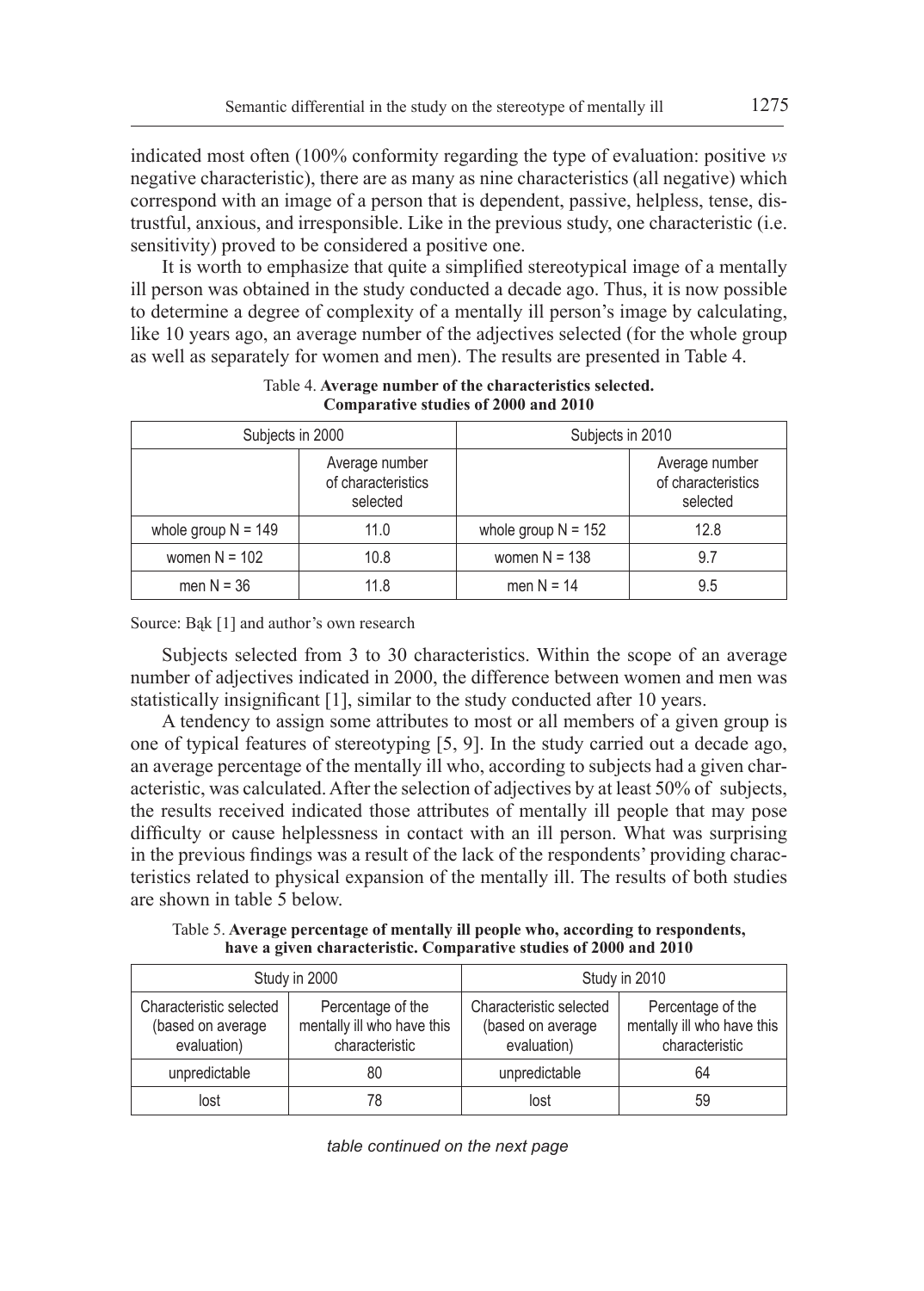indicated most often (100% conformity regarding the type of evaluation: positive *vs* negative characteristic), there are as many as nine characteristics (all negative) which correspond with an image of a person that is dependent, passive, helpless, tense, distrustful, anxious, and irresponsible. Like in the previous study, one characteristic (i.e. sensitivity) proved to be considered a positive one.

It is worth to emphasize that quite a simplified stereotypical image of a mentally ill person was obtained in the study conducted a decade ago. Thus, it is now possible to determine a degree of complexity of a mentally ill person's image by calculating, like 10 years ago, an average number of the adjectives selected (for the whole group as well as separately for women and men). The results are presented in Table 4.

Table 4. **Average number of the characteristics selected. Comparative studies of 2000 and 2010**

| Subjects in 2000 | | Subjects in 2010 | |
|---|---|---|---|
| | Average number of characteristics selected | | Average number of characteristics selected |
| whole group N = 149 | 11.0 | whole group N = 152 | 12.8 |
| women N = 102 | 10.8 | women N = 138 | 9.7 |
| men N = 36 | 11.8 | men N = 14 | 9.5 |

Source: Bąk [1] and author's own research

Subjects selected from 3 to 30 characteristics. Within the scope of an average number of adjectives indicated in 2000, the difference between women and men was statistically insignificant [1], similar to the study conducted after 10 years.

A tendency to assign some attributes to most or all members of a given group is one of typical features of stereotyping [5, 9]. In the study carried out a decade ago, an average percentage of the mentally ill who, according to subjects had a given characteristic, was calculated. After the selection of adjectives by at least 50% of subjects, the results received indicated those attributes of mentally ill people that may pose difficulty or cause helplessness in contact with an ill person. What was surprising in the previous findings was a result of the lack of the respondents' providing characteristics related to physical expansion of the mentally ill. The results of both studies are shown in table 5 below.

Table 5. **Average percentage of mentally ill people who, according to respondents, have a given characteristic. Comparative studies of 2000 and 2010**

| Study in 2000 | | Study in 2010 | |
|---|---|---|---|
| Characteristic selected (based on average evaluation) | Percentage of the mentally ill who have this characteristic | Characteristic selected (based on average evaluation) | Percentage of the mentally ill who have this characteristic |
| unpredictable | 80 | unpredictable | 64 |
| lost | 78 | lost | 59 |

*table continued on the next page*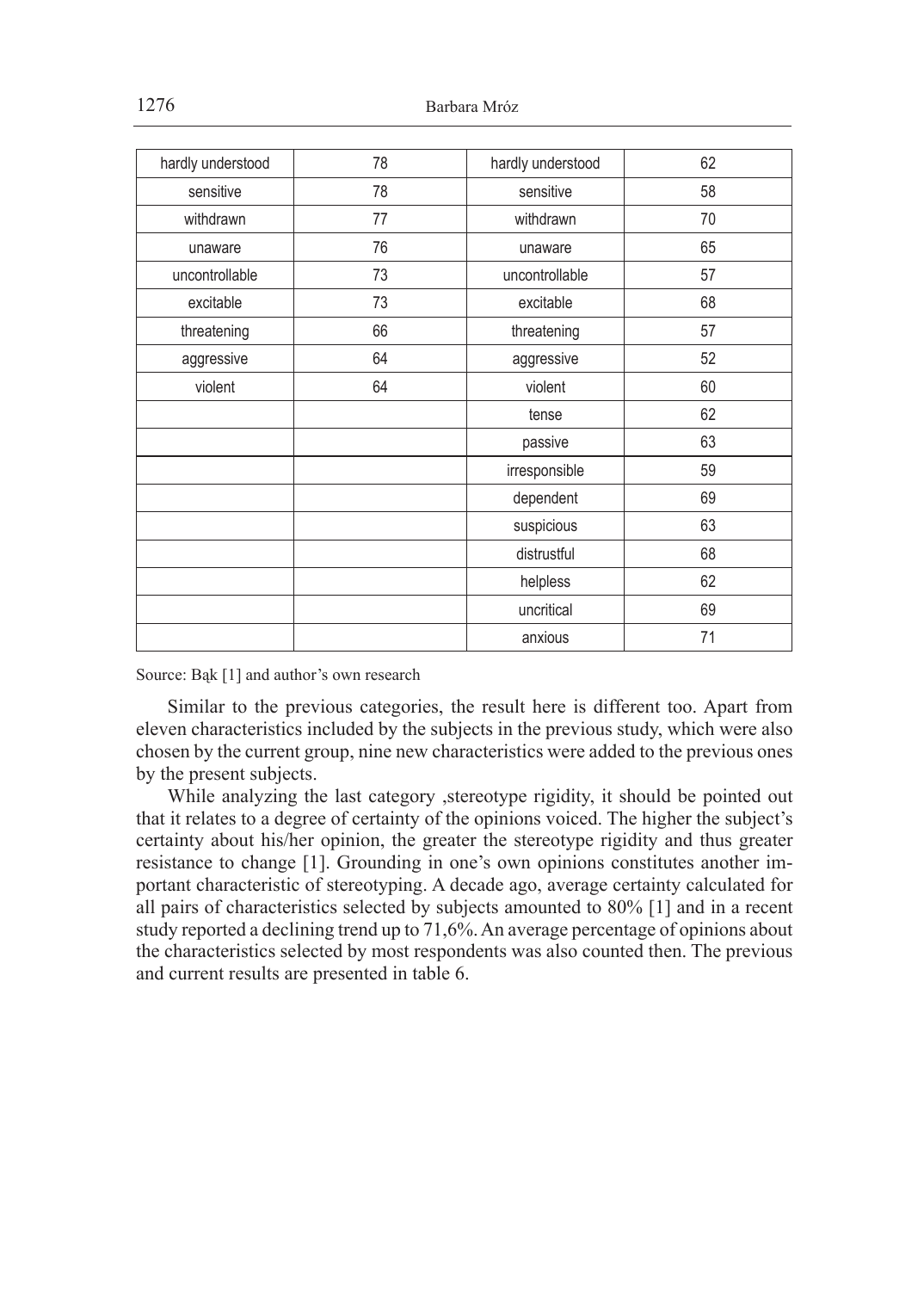| hardly understood | 78 | hardly understood | 62 |
|---|---|---|---|
| sensitive | 78 | sensitive | 58 |
| withdrawn | 77 | withdrawn | 70 |
| unaware | 76 | unaware | 65 |
| uncontrollable | 73 | uncontrollable | 57 |
| excitable | 73 | excitable | 68 |
| threatening | 66 | threatening | 57 |
| aggressive | 64 | aggressive | 52 |
| violent | 64 | violent | 60 |
| | | tense | 62 |
| | | passive | 63 |
| | | irresponsible | 59 |
| | | dependent | 69 |
| | | suspicious | 63 |
| | | distrustful | 68 |
| | | helpless | 62 |
| | | uncritical | 69 |
| | | anxious | 71 |

Source: Bąk [1] and author's own research

Similar to the previous categories, the result here is different too. Apart from eleven characteristics included by the subjects in the previous study, which were also chosen by the current group, nine new characteristics were added to the previous ones by the present subjects.

While analyzing the last category ,stereotype rigidity, it should be pointed out that it relates to a degree of certainty of the opinions voiced. The higher the subject's certainty about his/her opinion, the greater the stereotype rigidity and thus greater resistance to change [1]. Grounding in one's own opinions constitutes another important characteristic of stereotyping. A decade ago, average certainty calculated for all pairs of characteristics selected by subjects amounted to 80% [1] and in a recent study reported a declining trend up to 71,6%. An average percentage of opinions about the characteristics selected by most respondents was also counted then. The previous and current results are presented in table 6.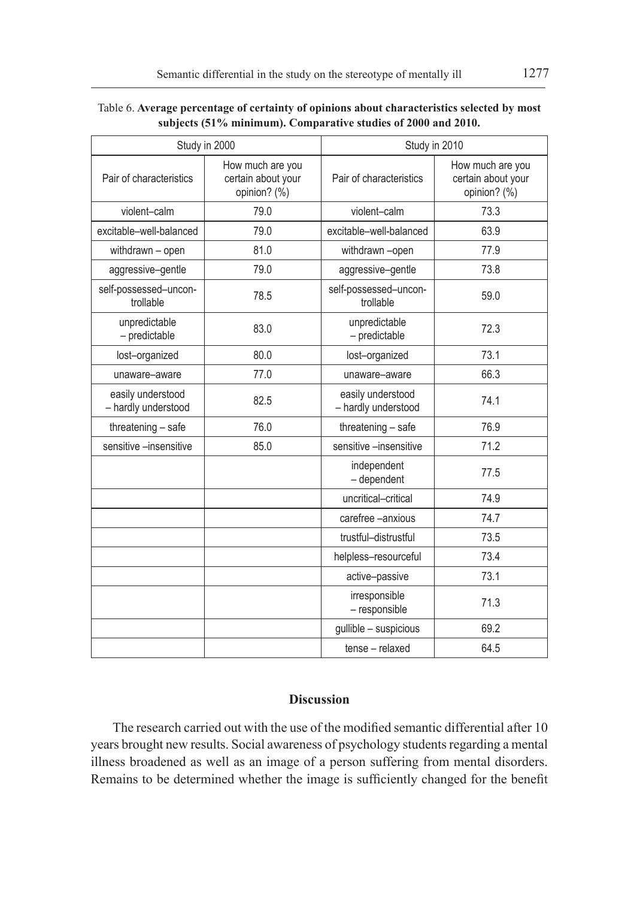Table 6. **Average percentage of certainty of opinions about characteristics selected by most subjects (51% minimum). Comparative studies of 2000 and 2010.**

| Study in 2000 | | Study in 2010 | |
|---|---|---|---|
| Pair of characteristics | How much are you certain about your opinion? (%) | Pair of characteristics | How much are you certain about your opinion? (%) |
| violent–calm | 79.0 | violent–calm | 73.3 |
| excitable–well-balanced | 79.0 | excitable–well-balanced | 63.9 |
| withdrawn – open | 81.0 | withdrawn –open | 77.9 |
| aggressive–gentle | 79.0 | aggressive–gentle | 73.8 |
| self-possessed–uncontrollable | 78.5 | self-possessed–uncontrollable | 59.0 |
| unpredictable – predictable | 83.0 | unpredictable – predictable | 72.3 |
| lost–organized | 80.0 | lost–organized | 73.1 |
| unaware–aware | 77.0 | unaware–aware | 66.3 |
| easily understood – hardly understood | 82.5 | easily understood – hardly understood | 74.1 |
| threatening – safe | 76.0 | threatening – safe | 76.9 |
| sensitive –insensitive | 85.0 | sensitive –insensitive | 71.2 |
| | | independent – dependent | 77.5 |
| | | uncritical–critical | 74.9 |
| | | carefree –anxious | 74.7 |
| | | trustful–distrustful | 73.5 |
| | | helpless–resourceful | 73.4 |
| | | active–passive | 73.1 |
| | | irresponsible – responsible | 71.3 |
| | | gullible – suspicious | 69.2 |
| | | tense – relaxed | 64.5 |

## Discussion

The research carried out with the use of the modified semantic differential after 10 years brought new results. Social awareness of psychology students regarding a mental illness broadened as well as an image of a person suffering from mental disorders. Remains to be determined whether the image is sufficiently changed for the benefit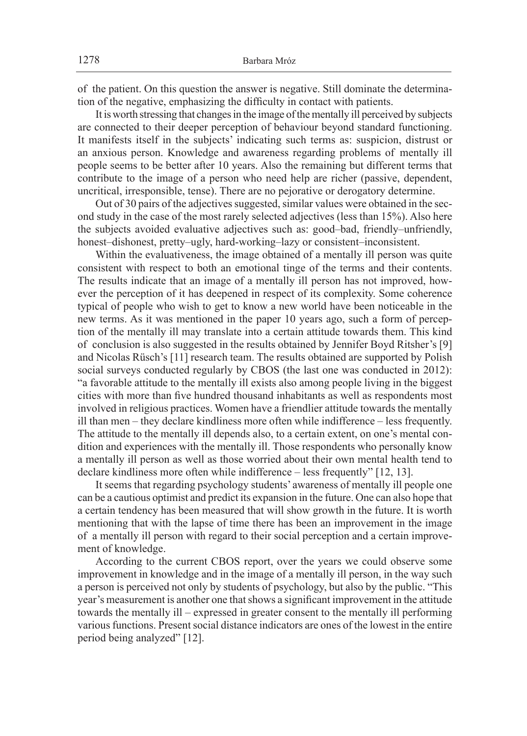of the patient. On this question the answer is negative. Still dominate the determination of the negative, emphasizing the difficulty in contact with patients.

It is worth stressing that changes in the image of the mentally ill perceived by subjects are connected to their deeper perception of behaviour beyond standard functioning. It manifests itself in the subjects' indicating such terms as: suspicion, distrust or an anxious person. Knowledge and awareness regarding problems of mentally ill people seems to be better after 10 years. Also the remaining but different terms that contribute to the image of a person who need help are richer (passive, dependent, uncritical, irresponsible, tense). There are no pejorative or derogatory determine.

Out of 30 pairs of the adjectives suggested, similar values were obtained in the second study in the case of the most rarely selected adjectives (less than 15%). Also here the subjects avoided evaluative adjectives such as: good–bad, friendly–unfriendly, honest–dishonest, pretty–ugly, hard-working–lazy or consistent–inconsistent.

Within the evaluativeness, the image obtained of a mentally ill person was quite consistent with respect to both an emotional tinge of the terms and their contents. The results indicate that an image of a mentally ill person has not improved, however the perception of it has deepened in respect of its complexity. Some coherence typical of people who wish to get to know a new world have been noticeable in the new terms. As it was mentioned in the paper 10 years ago, such a form of perception of the mentally ill may translate into a certain attitude towards them. This kind of conclusion is also suggested in the results obtained by Jennifer Boyd Ritsher's [9] and Nicolas Rüsch's [11] research team. The results obtained are supported by Polish social surveys conducted regularly by CBOS (the last one was conducted in 2012): "a favorable attitude to the mentally ill exists also among people living in the biggest cities with more than five hundred thousand inhabitants as well as respondents most involved in religious practices. Women have a friendlier attitude towards the mentally ill than men – they declare kindliness more often while indifference – less frequently. The attitude to the mentally ill depends also, to a certain extent, on one's mental condition and experiences with the mentally ill. Those respondents who personally know a mentally ill person as well as those worried about their own mental health tend to declare kindliness more often while indifference – less frequently" [12, 13].

It seems that regarding psychology students' awareness of mentally ill people one can be a cautious optimist and predict its expansion in the future. One can also hope that a certain tendency has been measured that will show growth in the future. It is worth mentioning that with the lapse of time there has been an improvement in the image of a mentally ill person with regard to their social perception and a certain improvement of knowledge.

According to the current CBOS report, over the years we could observe some improvement in knowledge and in the image of a mentally ill person, in the way such a person is perceived not only by students of psychology, but also by the public. "This year's measurement is another one that shows a significant improvement in the attitude towards the mentally ill – expressed in greater consent to the mentally ill performing various functions. Present social distance indicators are ones of the lowest in the entire period being analyzed" [12].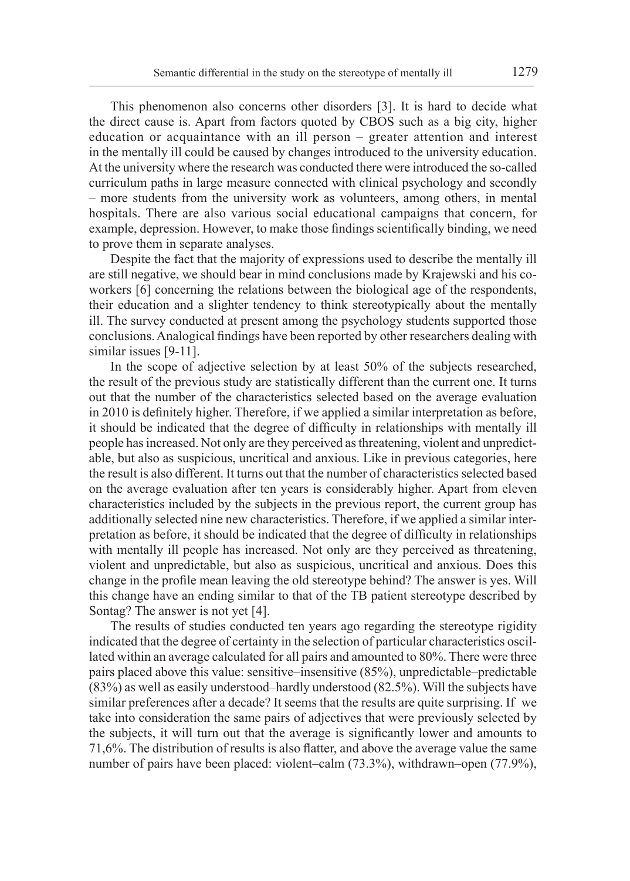This phenomenon also concerns other disorders [3]. It is hard to decide what the direct cause is. Apart from factors quoted by CBOS such as a big city, higher education or acquaintance with an ill person – greater attention and interest in the mentally ill could be caused by changes introduced to the university education. At the university where the research was conducted there were introduced the so-called curriculum paths in large measure connected with clinical psychology and secondly – more students from the university work as volunteers, among others, in mental hospitals. There are also various social educational campaigns that concern, for example, depression. However, to make those findings scientifically binding, we need to prove them in separate analyses.

Despite the fact that the majority of expressions used to describe the mentally ill are still negative, we should bear in mind conclusions made by Krajewski and his co-workers [6] concerning the relations between the biological age of the respondents, their education and a slighter tendency to think stereotypically about the mentally ill. The survey conducted at present among the psychology students supported those conclusions. Analogical findings have been reported by other researchers dealing with similar issues [9-11].

In the scope of adjective selection by at least 50% of the subjects researched, the result of the previous study are statistically different than the current one. It turns out that the number of the characteristics selected based on the average evaluation in 2010 is definitely higher. Therefore, if we applied a similar interpretation as before, it should be indicated that the degree of difficulty in relationships with mentally ill people has increased. Not only are they perceived as threatening, violent and unpredictable, but also as suspicious, uncritical and anxious. Like in previous categories, here the result is also different. It turns out that the number of characteristics selected based on the average evaluation after ten years is considerably higher. Apart from eleven characteristics included by the subjects in the previous report, the current group has additionally selected nine new characteristics. Therefore, if we applied a similar interpretation as before, it should be indicated that the degree of difficulty in relationships with mentally ill people has increased. Not only are they perceived as threatening, violent and unpredictable, but also as suspicious, uncritical and anxious. Does this change in the profile mean leaving the old stereotype behind? The answer is yes. Will this change have an ending similar to that of the TB patient stereotype described by Sontag? The answer is not yet [4].

The results of studies conducted ten years ago regarding the stereotype rigidity indicated that the degree of certainty in the selection of particular characteristics oscillated within an average calculated for all pairs and amounted to 80%. There were three pairs placed above this value: sensitive–insensitive (85%), unpredictable–predictable (83%) as well as easily understood–hardly understood (82.5%). Will the subjects have similar preferences after a decade? It seems that the results are quite surprising. If we take into consideration the same pairs of adjectives that were previously selected by the subjects, it will turn out that the average is significantly lower and amounts to 71,6%. The distribution of results is also flatter, and above the average value the same number of pairs have been placed: violent–calm (73.3%), withdrawn–open (77.9%),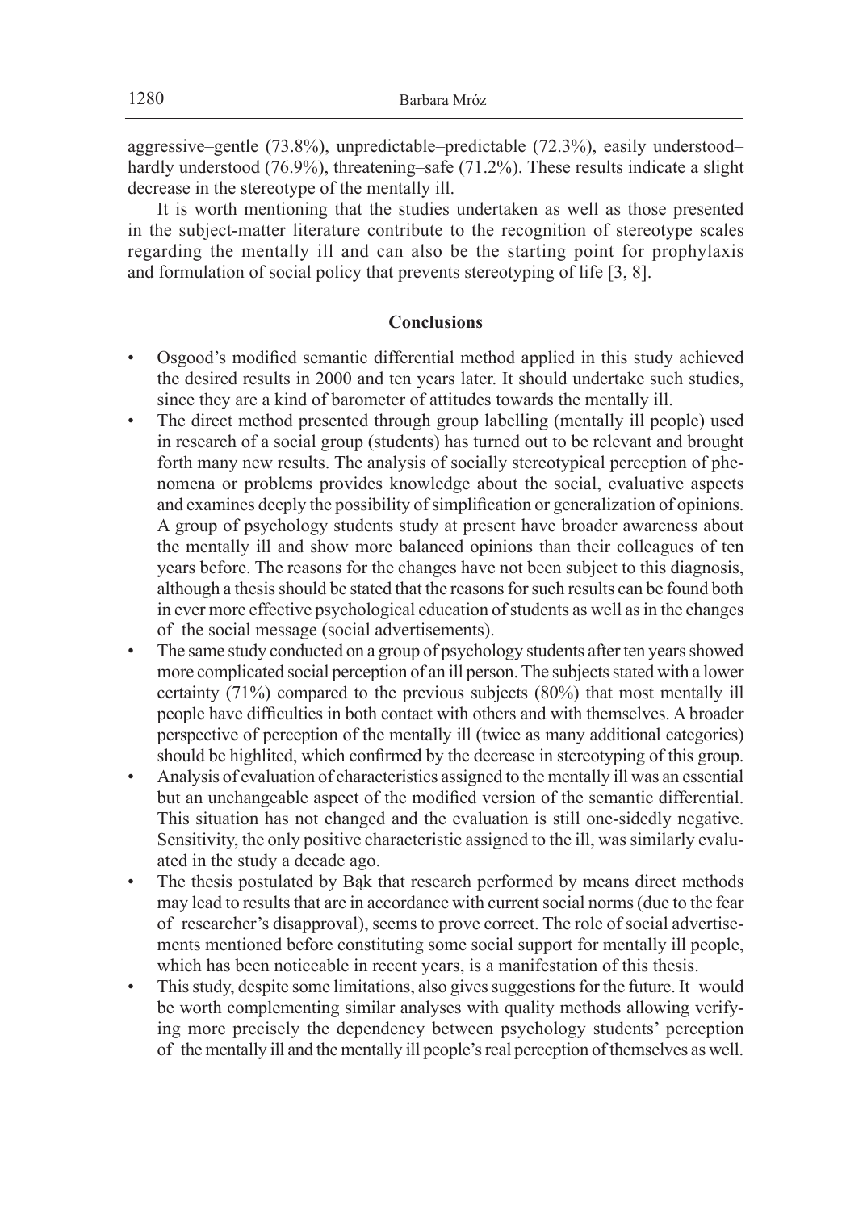aggressive–gentle (73.8%), unpredictable–predictable (72.3%), easily understood–hardly understood (76.9%), threatening–safe (71.2%). These results indicate a slight decrease in the stereotype of the mentally ill.

It is worth mentioning that the studies undertaken as well as those presented in the subject-matter literature contribute to the recognition of stereotype scales regarding the mentally ill and can also be the starting point for prophylaxis and formulation of social policy that prevents stereotyping of life [3, 8].

## Conclusions

- Osgood's modified semantic differential method applied in this study achieved the desired results in 2000 and ten years later. It should undertake such studies, since they are a kind of barometer of attitudes towards the mentally ill.
- The direct method presented through group labelling (mentally ill people) used in research of a social group (students) has turned out to be relevant and brought forth many new results. The analysis of socially stereotypical perception of phenomena or problems provides knowledge about the social, evaluative aspects and examines deeply the possibility of simplification or generalization of opinions. A group of psychology students study at present have broader awareness about the mentally ill and show more balanced opinions than their colleagues of ten years before. The reasons for the changes have not been subject to this diagnosis, although a thesis should be stated that the reasons for such results can be found both in ever more effective psychological education of students as well as in the changes of the social message (social advertisements).
- The same study conducted on a group of psychology students after ten years showed more complicated social perception of an ill person. The subjects stated with a lower certainty (71%) compared to the previous subjects (80%) that most mentally ill people have difficulties in both contact with others and with themselves. A broader perspective of perception of the mentally ill (twice as many additional categories) should be highlited, which confirmed by the decrease in stereotyping of this group.
- Analysis of evaluation of characteristics assigned to the mentally ill was an essential but an unchangeable aspect of the modified version of the semantic differential. This situation has not changed and the evaluation is still one-sidedly negative. Sensitivity, the only positive characteristic assigned to the ill, was similarly evaluated in the study a decade ago.
- The thesis postulated by Bąk that research performed by means direct methods may lead to results that are in accordance with current social norms (due to the fear of researcher's disapproval), seems to prove correct. The role of social advertisements mentioned before constituting some social support for mentally ill people, which has been noticeable in recent years, is a manifestation of this thesis.
- This study, despite some limitations, also gives suggestions for the future. It would be worth complementing similar analyses with quality methods allowing verifying more precisely the dependency between psychology students' perception of the mentally ill and the mentally ill people's real perception of themselves as well.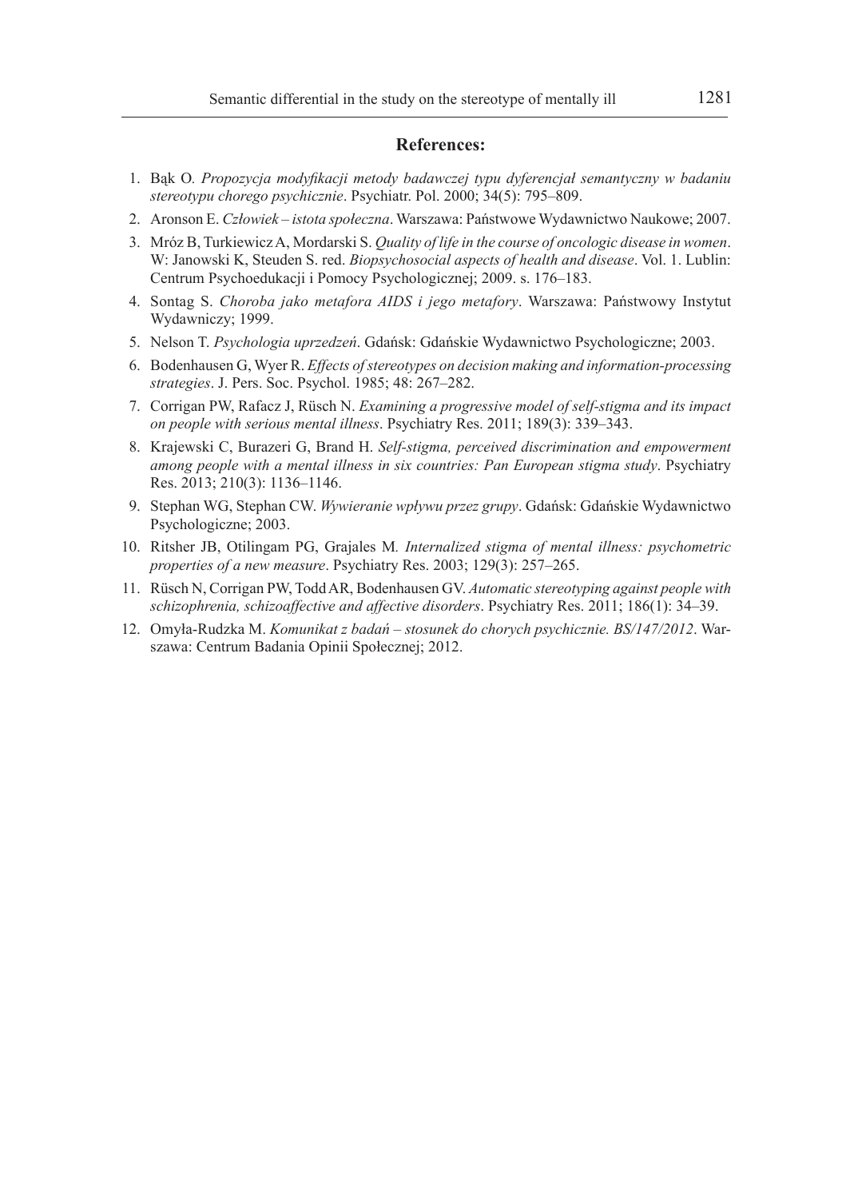## References:

1. Bąk O. *Propozycja modyfikacji metody badawczej typu dyferencjał semantyczny w badaniu stereotypu chorego psychicznie*. Psychiatr. Pol. 2000; 34(5): 795–809.
2. Aronson E. *Człowiek – istota społeczna*. Warszawa: Państwowe Wydawnictwo Naukowe; 2007.
3. Mróz B, Turkiewicz A, Mordarski S. *Quality of life in the course of oncologic disease in women*. W: Janowski K, Steuden S. red. *Biopsychosocial aspects of health and disease*. Vol. 1. Lublin: Centrum Psychoedukacji i Pomocy Psychologicznej; 2009. s. 176–183.
4. Sontag S. *Choroba jako metafora AIDS i jego metafory*. Warszawa: Państwowy Instytut Wydawniczy; 1999.
5. Nelson T. *Psychologia uprzedzeń*. Gdańsk: Gdańskie Wydawnictwo Psychologiczne; 2003.
6. Bodenhausen G, Wyer R. *Effects of stereotypes on decision making and information-processing strategies*. J. Pers. Soc. Psychol. 1985; 48: 267–282.
7. Corrigan PW, Rafacz J, Rüsch N. *Examining a progressive model of self-stigma and its impact on people with serious mental illness*. Psychiatry Res. 2011; 189(3): 339–343.
8. Krajewski C, Burazeri G, Brand H. *Self-stigma, perceived discrimination and empowerment among people with a mental illness in six countries: Pan European stigma study*. Psychiatry Res. 2013; 210(3): 1136–1146.
9. Stephan WG, Stephan CW. *Wywieranie wpływu przez grupy*. Gdańsk: Gdańskie Wydawnictwo Psychologiczne; 2003.
10. Ritsher JB, Otilingam PG, Grajales M. *Internalized stigma of mental illness: psychometric properties of a new measure*. Psychiatry Res. 2003; 129(3): 257–265.
11. Rüsch N, Corrigan PW, Todd AR, Bodenhausen GV. *Automatic stereotyping against people with schizophrenia, schizoaffective and affective disorders*. Psychiatry Res. 2011; 186(1): 34–39.
12. Omyła-Rudzka M. *Komunikat z badań – stosunek do chorych psychicznie. BS/147/2012*. Warszawa: Centrum Badania Opinii Społecznej; 2012.